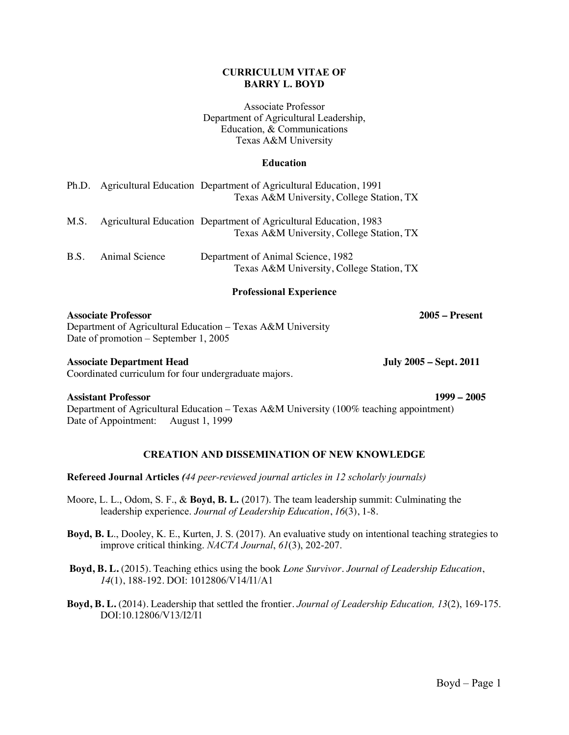# CURRICULUM VITAE OF BARRY L. BOYD

Associate Professor
Department of Agricultural Leadership,
Education, & Communications
Texas A&M University

## Education

Ph.D. Agricultural Education Department of Agricultural Education, 1991
Texas A&M University, College Station, TX

M.S. Agricultural Education Department of Agricultural Education, 1983
Texas A&M University, College Station, TX

B.S. Animal Science Department of Animal Science, 1982
Texas A&M University, College Station, TX

## Professional Experience

**Associate Professor** **2005 – Present**
Department of Agricultural Education – Texas A&M University
Date of promotion – September 1, 2005

**Associate Department Head** **July 2005 – Sept. 2011**
Coordinated curriculum for four undergraduate majors.

**Assistant Professor** **1999 – 2005**
Department of Agricultural Education – Texas A&M University (100% teaching appointment)
Date of Appointment: August 1, 1999

## CREATION AND DISSEMINATION OF NEW KNOWLEDGE

**Refereed Journal Articles** ***(44 peer-reviewed journal articles in 12 scholarly journals)***

Moore, L. L., Odom, S. F., & **Boyd, B. L.** (2017). The team leadership summit: Culminating the leadership experience. *Journal of Leadership Education*, *16*(3), 1-8.

**Boyd, B. L**., Dooley, K. E., Kurten, J. S. (2017). An evaluative study on intentional teaching strategies to improve critical thinking. *NACTA Journal*, *61*(3), 202-207.

**Boyd, B. L.** (2015). Teaching ethics using the book *Lone Survivor*. *Journal of Leadership Education*, *14*(1), 188-192. DOI: 1012806/V14/I1/A1

**Boyd, B. L.** (2014). Leadership that settled the frontier. *Journal of Leadership Education, 13*(2), 169-175. DOI:10.12806/V13/I2/I1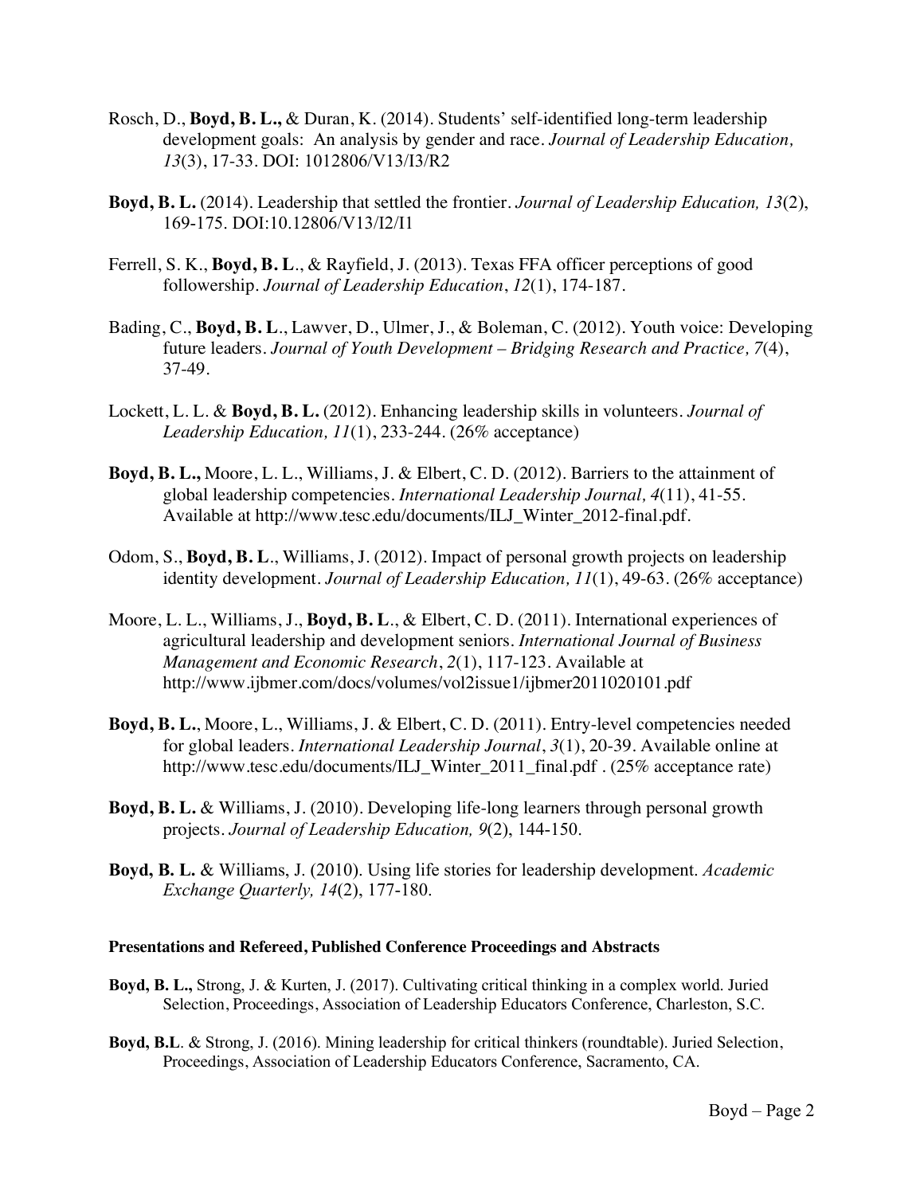Rosch, D., **Boyd, B. L.,** & Duran, K. (2014). Students' self-identified long-term leadership development goals: An analysis by gender and race. *Journal of Leadership Education, 13*(3), 17-33. DOI: 1012806/V13/I3/R2

**Boyd, B. L.** (2014). Leadership that settled the frontier. *Journal of Leadership Education, 13*(2), 169-175. DOI:10.12806/V13/I2/I1

Ferrell, S. K., **Boyd, B. L**., & Rayfield, J. (2013). Texas FFA officer perceptions of good followership. *Journal of Leadership Education*, *12*(1), 174-187.

Bading, C., **Boyd, B. L**., Lawver, D., Ulmer, J., & Boleman, C. (2012). Youth voice: Developing future leaders. *Journal of Youth Development – Bridging Research and Practice, 7*(4), 37-49.

Lockett, L. L. & **Boyd, B. L.** (2012). Enhancing leadership skills in volunteers. *Journal of Leadership Education, 11*(1), 233-244. (26% acceptance)

**Boyd, B. L.,** Moore, L. L., Williams, J. & Elbert, C. D. (2012). Barriers to the attainment of global leadership competencies. *International Leadership Journal, 4*(11), 41-55. Available at http://www.tesc.edu/documents/ILJ_Winter_2012-final.pdf.

Odom, S., **Boyd, B. L**., Williams, J. (2012). Impact of personal growth projects on leadership identity development. *Journal of Leadership Education, 11*(1), 49-63. (26% acceptance)

Moore, L. L., Williams, J., **Boyd, B. L**., & Elbert, C. D. (2011). International experiences of agricultural leadership and development seniors. *International Journal of Business Management and Economic Research*, *2*(1), 117-123. Available at http://www.ijbmer.com/docs/volumes/vol2issue1/ijbmer2011020101.pdf

**Boyd, B. L.**, Moore, L., Williams, J. & Elbert, C. D. (2011). Entry-level competencies needed for global leaders. *International Leadership Journal*, *3*(1), 20-39. Available online at http://www.tesc.edu/documents/ILJ_Winter_2011_final.pdf . (25% acceptance rate)

**Boyd, B. L.** & Williams, J. (2010). Developing life-long learners through personal growth projects. *Journal of Leadership Education, 9*(2), 144-150.

**Boyd, B. L.** & Williams, J. (2010). Using life stories for leadership development. *Academic Exchange Quarterly, 14*(2), 177-180.

### Presentations and Refereed, Published Conference Proceedings and Abstracts

**Boyd, B. L.,** Strong, J. & Kurten, J. (2017). Cultivating critical thinking in a complex world. Juried Selection, Proceedings, Association of Leadership Educators Conference, Charleston, S.C.

**Boyd, B.L**. & Strong, J. (2016). Mining leadership for critical thinkers (roundtable). Juried Selection, Proceedings, Association of Leadership Educators Conference, Sacramento, CA.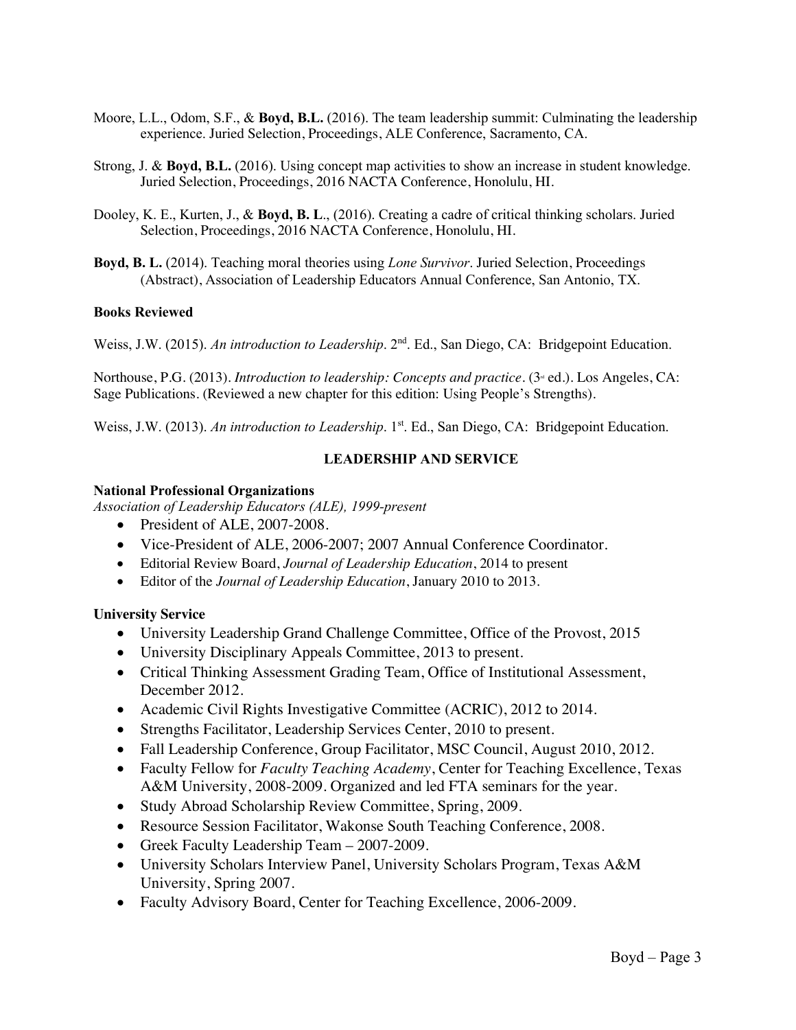Moore, L.L., Odom, S.F., & **Boyd, B.L.** (2016). The team leadership summit: Culminating the leadership experience. Juried Selection, Proceedings, ALE Conference, Sacramento, CA.

Strong, J. & **Boyd, B.L.** (2016). Using concept map activities to show an increase in student knowledge. Juried Selection, Proceedings, 2016 NACTA Conference, Honolulu, HI.

Dooley, K. E., Kurten, J., & **Boyd, B. L**., (2016). Creating a cadre of critical thinking scholars. Juried Selection, Proceedings, 2016 NACTA Conference, Honolulu, HI.

**Boyd, B. L.** (2014). Teaching moral theories using *Lone Survivor*. Juried Selection, Proceedings (Abstract), Association of Leadership Educators Annual Conference, San Antonio, TX.

**Books Reviewed**

Weiss, J.W. (2015). *An introduction to Leadership*. 2nd. Ed., San Diego, CA: Bridgepoint Education.

Northouse, P.G. (2013). *Introduction to leadership: Concepts and practice*. (3rd ed.). Los Angeles, CA: Sage Publications. (Reviewed a new chapter for this edition: Using People's Strengths).

Weiss, J.W. (2013). *An introduction to Leadership*. 1st. Ed., San Diego, CA: Bridgepoint Education.

## LEADERSHIP AND SERVICE

**National Professional Organizations**

*Association of Leadership Educators (ALE), 1999-present*

- President of ALE, 2007-2008.
- Vice-President of ALE, 2006-2007; 2007 Annual Conference Coordinator.
- Editorial Review Board, *Journal of Leadership Education*, 2014 to present
- Editor of the *Journal of Leadership Education*, January 2010 to 2013.

**University Service**

- University Leadership Grand Challenge Committee, Office of the Provost, 2015
- University Disciplinary Appeals Committee, 2013 to present.
- Critical Thinking Assessment Grading Team, Office of Institutional Assessment, December 2012.
- Academic Civil Rights Investigative Committee (ACRIC), 2012 to 2014.
- Strengths Facilitator, Leadership Services Center, 2010 to present.
- Fall Leadership Conference, Group Facilitator, MSC Council, August 2010, 2012.
- Faculty Fellow for *Faculty Teaching Academy*, Center for Teaching Excellence, Texas A&M University, 2008-2009. Organized and led FTA seminars for the year.
- Study Abroad Scholarship Review Committee, Spring, 2009.
- Resource Session Facilitator, Wakonse South Teaching Conference, 2008.
- Greek Faculty Leadership Team – 2007-2009.
- University Scholars Interview Panel, University Scholars Program, Texas A&M University, Spring 2007.
- Faculty Advisory Board, Center for Teaching Excellence, 2006-2009.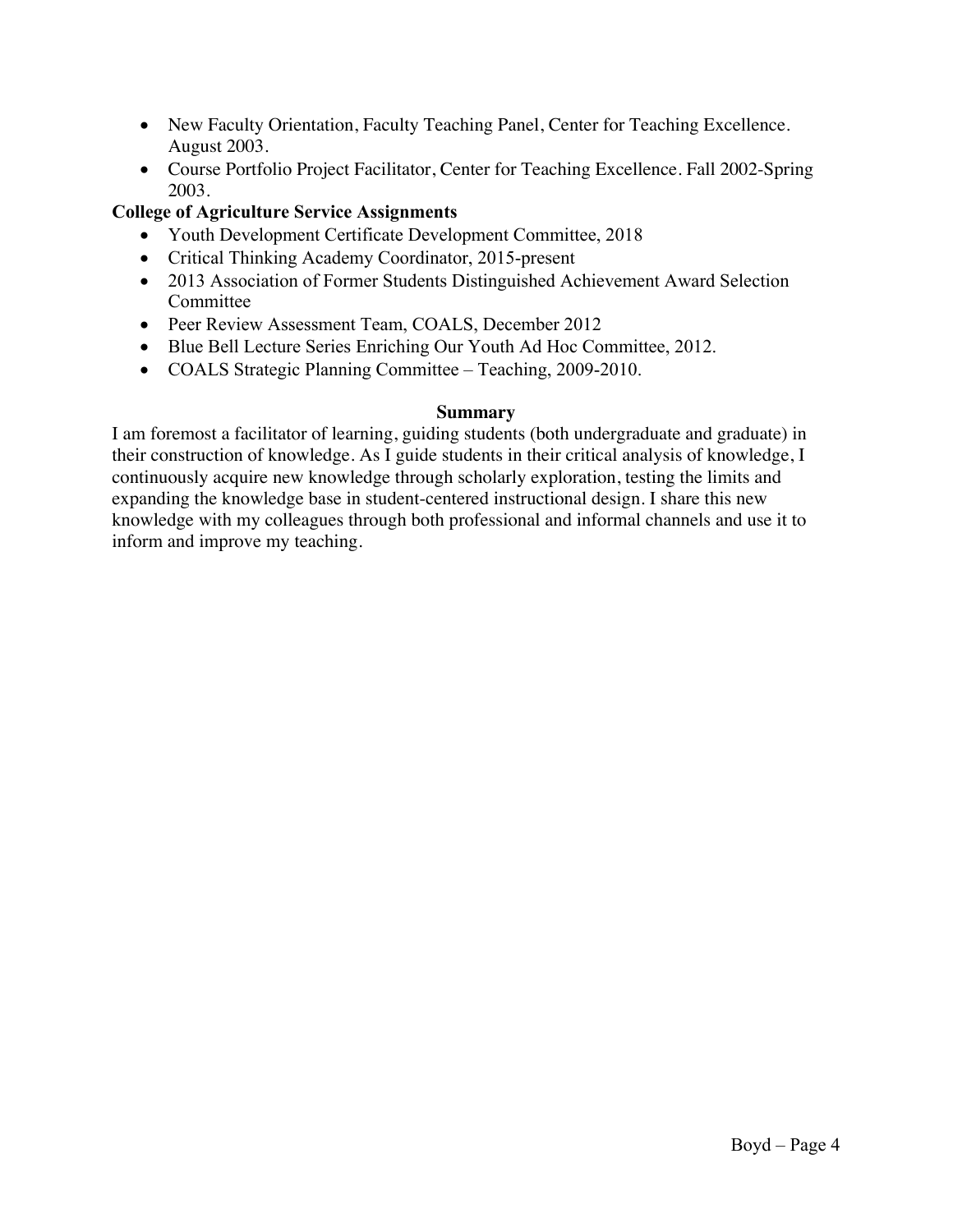- New Faculty Orientation, Faculty Teaching Panel, Center for Teaching Excellence. August 2003.
- Course Portfolio Project Facilitator, Center for Teaching Excellence. Fall 2002-Spring 2003.

**College of Agriculture Service Assignments**

- Youth Development Certificate Development Committee, 2018
- Critical Thinking Academy Coordinator, 2015-present
- 2013 Association of Former Students Distinguished Achievement Award Selection Committee
- Peer Review Assessment Team, COALS, December 2012
- Blue Bell Lecture Series Enriching Our Youth Ad Hoc Committee, 2012.
- COALS Strategic Planning Committee – Teaching, 2009-2010.

## Summary

I am foremost a facilitator of learning, guiding students (both undergraduate and graduate) in their construction of knowledge. As I guide students in their critical analysis of knowledge, I continuously acquire new knowledge through scholarly exploration, testing the limits and expanding the knowledge base in student-centered instructional design. I share this new knowledge with my colleagues through both professional and informal channels and use it to inform and improve my teaching.